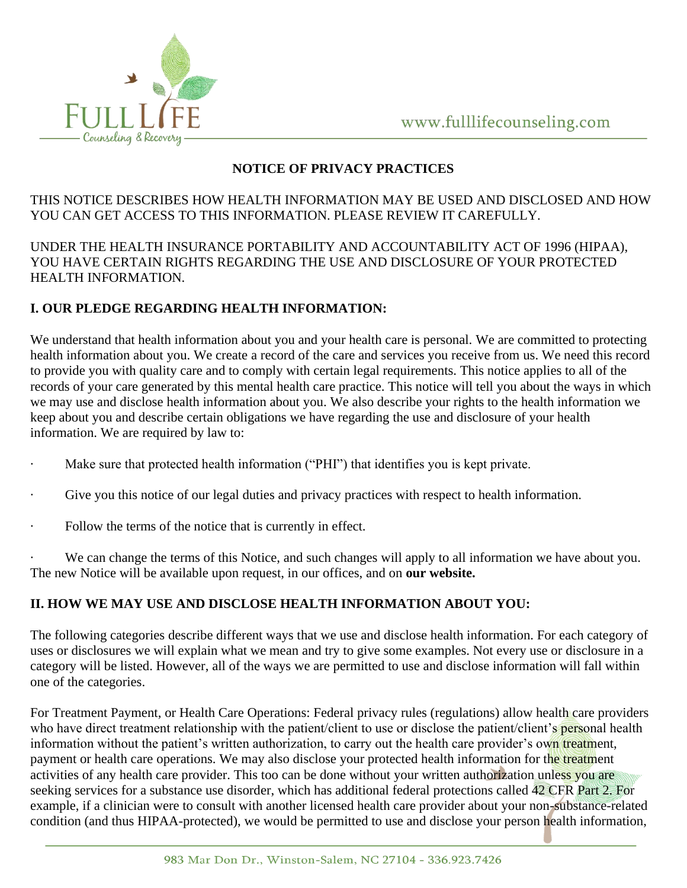# NOTICE OF PRIVACY PRACTICES

THIS NOTICE DESCRIBES HOW HEALTH INFORMATION MAY BE USED AND DISCLOSED AND HOW YOU CAN GET ACCESS TO THIS INFORMATION. PLEASE REVIEW IT CAREFULLY.

UNDER THE HEALTH INSURANCE PORTABILITY AND ACCOUNTABILITY ACT OF 1996 (HIPAA), YOU HAVE CERTAIN RIGHTS REGARDING THE USE AND DISCLOSURE OF YOUR PROTECTED HEALTH INFORMATION.

## I. OUR PLEDGE REGARDING HEALTH INFORMATION:

We understand that health information about you and your health care is personal. We are committed to protecting health information about you. We create a record of the care and services you receive from us. We need this record to provide you with quality care and to comply with certain legal requirements. This notice applies to all of the records of your care generated by this mental health care practice. This notice will tell you about the ways in which we may use and disclose health information about you. We also describe your rights to the health information we keep about you and describe certain obligations we have regarding the use and disclosure of your health information. We are required by law to:

- Make sure that protected health information ("PHI") that identifies you is kept private.
- Give you this notice of our legal duties and privacy practices with respect to health information.
- Follow the terms of the notice that is currently in effect.
- We can change the terms of this Notice, and such changes will apply to all information we have about you. The new Notice will be available upon request, in our offices, and on **our website.**

## II. HOW WE MAY USE AND DISCLOSE HEALTH INFORMATION ABOUT YOU:

The following categories describe different ways that we use and disclose health information. For each category of uses or disclosures we will explain what we mean and try to give some examples. Not every use or disclosure in a category will be listed. However, all of the ways we are permitted to use and disclose information will fall within one of the categories.

For Treatment Payment, or Health Care Operations: Federal privacy rules (regulations) allow health care providers who have direct treatment relationship with the patient/client to use or disclose the patient/client's personal health information without the patient's written authorization, to carry out the health care provider's own treatment, payment or health care operations. We may also disclose your protected health information for the treatment activities of any health care provider. This too can be done without your written authorization unless you are seeking services for a substance use disorder, which has additional federal protections called 42 CFR Part 2. For example, if a clinician were to consult with another licensed health care provider about your non-substance-related condition (and thus HIPAA-protected), we would be permitted to use and disclose your person health information,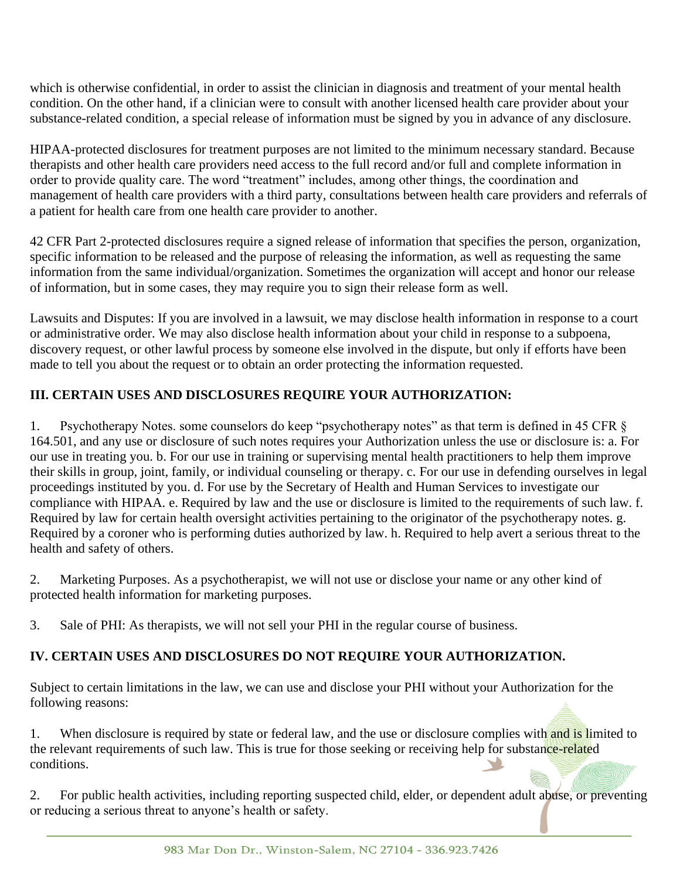which is otherwise confidential, in order to assist the clinician in diagnosis and treatment of your mental health condition. On the other hand, if a clinician were to consult with another licensed health care provider about your substance-related condition, a special release of information must be signed by you in advance of any disclosure.

HIPAA-protected disclosures for treatment purposes are not limited to the minimum necessary standard. Because therapists and other health care providers need access to the full record and/or full and complete information in order to provide quality care. The word "treatment" includes, among other things, the coordination and management of health care providers with a third party, consultations between health care providers and referrals of a patient for health care from one health care provider to another.

42 CFR Part 2-protected disclosures require a signed release of information that specifies the person, organization, specific information to be released and the purpose of releasing the information, as well as requesting the same information from the same individual/organization. Sometimes the organization will accept and honor our release of information, but in some cases, they may require you to sign their release form as well.

Lawsuits and Disputes: If you are involved in a lawsuit, we may disclose health information in response to a court or administrative order. We may also disclose health information about your child in response to a subpoena, discovery request, or other lawful process by someone else involved in the dispute, but only if efforts have been made to tell you about the request or to obtain an order protecting the information requested.

## III. CERTAIN USES AND DISCLOSURES REQUIRE YOUR AUTHORIZATION:

1. Psychotherapy Notes. some counselors do keep "psychotherapy notes" as that term is defined in 45 CFR § 164.501, and any use or disclosure of such notes requires your Authorization unless the use or disclosure is: a. For our use in treating you. b. For our use in training or supervising mental health practitioners to help them improve their skills in group, joint, family, or individual counseling or therapy. c. For our use in defending ourselves in legal proceedings instituted by you. d. For use by the Secretary of Health and Human Services to investigate our compliance with HIPAA. e. Required by law and the use or disclosure is limited to the requirements of such law. f. Required by law for certain health oversight activities pertaining to the originator of the psychotherapy notes. g. Required by a coroner who is performing duties authorized by law. h. Required to help avert a serious threat to the health and safety of others.

2. Marketing Purposes. As a psychotherapist, we will not use or disclose your name or any other kind of protected health information for marketing purposes.

3. Sale of PHI: As therapists, we will not sell your PHI in the regular course of business.

## IV. CERTAIN USES AND DISCLOSURES DO NOT REQUIRE YOUR AUTHORIZATION.

Subject to certain limitations in the law, we can use and disclose your PHI without your Authorization for the following reasons:

1. When disclosure is required by state or federal law, and the use or disclosure complies with and is limited to the relevant requirements of such law. This is true for those seeking or receiving help for substance-related conditions.

2. For public health activities, including reporting suspected child, elder, or dependent adult abuse, or preventing or reducing a serious threat to anyone's health or safety.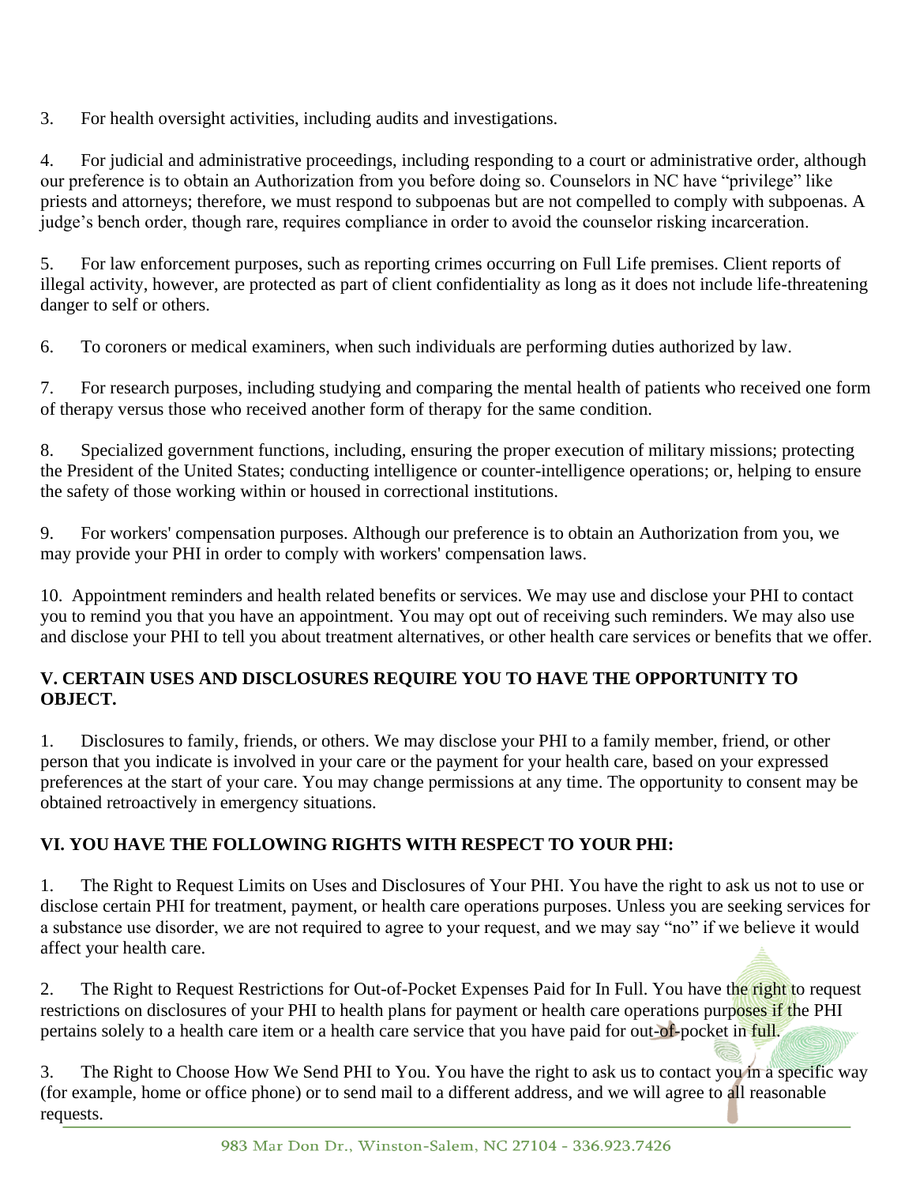3. For health oversight activities, including audits and investigations.

4. For judicial and administrative proceedings, including responding to a court or administrative order, although our preference is to obtain an Authorization from you before doing so. Counselors in NC have "privilege" like priests and attorneys; therefore, we must respond to subpoenas but are not compelled to comply with subpoenas. A judge's bench order, though rare, requires compliance in order to avoid the counselor risking incarceration.

5. For law enforcement purposes, such as reporting crimes occurring on Full Life premises. Client reports of illegal activity, however, are protected as part of client confidentiality as long as it does not include life-threatening danger to self or others.

6. To coroners or medical examiners, when such individuals are performing duties authorized by law.

7. For research purposes, including studying and comparing the mental health of patients who received one form of therapy versus those who received another form of therapy for the same condition.

8. Specialized government functions, including, ensuring the proper execution of military missions; protecting the President of the United States; conducting intelligence or counter-intelligence operations; or, helping to ensure the safety of those working within or housed in correctional institutions.

9. For workers' compensation purposes. Although our preference is to obtain an Authorization from you, we may provide your PHI in order to comply with workers' compensation laws.

10. Appointment reminders and health related benefits or services. We may use and disclose your PHI to contact you to remind you that you have an appointment. You may opt out of receiving such reminders. We may also use and disclose your PHI to tell you about treatment alternatives, or other health care services or benefits that we offer.

**V. CERTAIN USES AND DISCLOSURES REQUIRE YOU TO HAVE THE OPPORTUNITY TO OBJECT.**

1. Disclosures to family, friends, or others. We may disclose your PHI to a family member, friend, or other person that you indicate is involved in your care or the payment for your health care, based on your expressed preferences at the start of your care. You may change permissions at any time. The opportunity to consent may be obtained retroactively in emergency situations.

**VI. YOU HAVE THE FOLLOWING RIGHTS WITH RESPECT TO YOUR PHI:**

1. The Right to Request Limits on Uses and Disclosures of Your PHI. You have the right to ask us not to use or disclose certain PHI for treatment, payment, or health care operations purposes. Unless you are seeking services for a substance use disorder, we are not required to agree to your request, and we may say "no" if we believe it would affect your health care.

2. The Right to Request Restrictions for Out-of-Pocket Expenses Paid for In Full. You have the right to request restrictions on disclosures of your PHI to health plans for payment or health care operations purposes if the PHI pertains solely to a health care item or a health care service that you have paid for out-of-pocket in full.

3. The Right to Choose How We Send PHI to You. You have the right to ask us to contact you in a specific way (for example, home or office phone) or to send mail to a different address, and we will agree to all reasonable requests.

983 Mar Don Dr., Winston-Salem, NC 27104 - 336.923.7426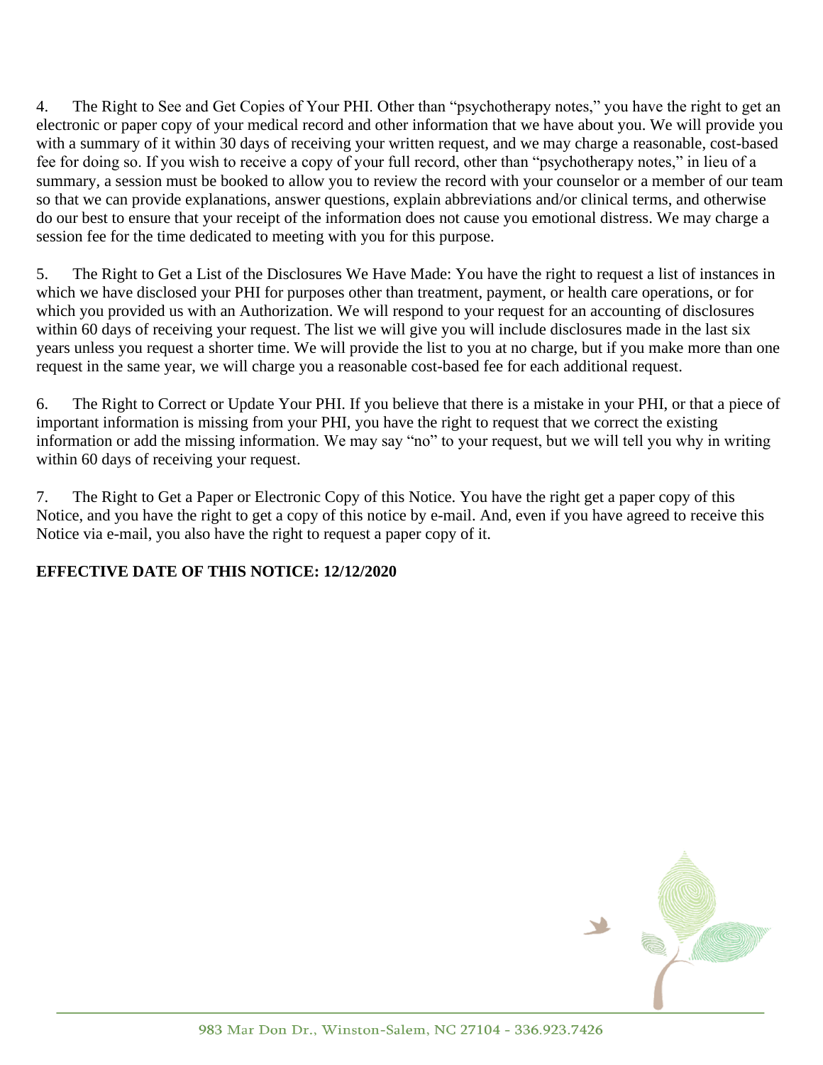4. The Right to See and Get Copies of Your PHI. Other than "psychotherapy notes," you have the right to get an electronic or paper copy of your medical record and other information that we have about you. We will provide you with a summary of it within 30 days of receiving your written request, and we may charge a reasonable, cost-based fee for doing so. If you wish to receive a copy of your full record, other than "psychotherapy notes," in lieu of a summary, a session must be booked to allow you to review the record with your counselor or a member of our team so that we can provide explanations, answer questions, explain abbreviations and/or clinical terms, and otherwise do our best to ensure that your receipt of the information does not cause you emotional distress. We may charge a session fee for the time dedicated to meeting with you for this purpose.

5. The Right to Get a List of the Disclosures We Have Made: You have the right to request a list of instances in which we have disclosed your PHI for purposes other than treatment, payment, or health care operations, or for which you provided us with an Authorization. We will respond to your request for an accounting of disclosures within 60 days of receiving your request. The list we will give you will include disclosures made in the last six years unless you request a shorter time. We will provide the list to you at no charge, but if you make more than one request in the same year, we will charge you a reasonable cost-based fee for each additional request.

6. The Right to Correct or Update Your PHI. If you believe that there is a mistake in your PHI, or that a piece of important information is missing from your PHI, you have the right to request that we correct the existing information or add the missing information. We may say "no" to your request, but we will tell you why in writing within 60 days of receiving your request.

7. The Right to Get a Paper or Electronic Copy of this Notice. You have the right get a paper copy of this Notice, and you have the right to get a copy of this notice by e-mail. And, even if you have agreed to receive this Notice via e-mail, you also have the right to request a paper copy of it.

**EFFECTIVE DATE OF THIS NOTICE: 12/12/2020**